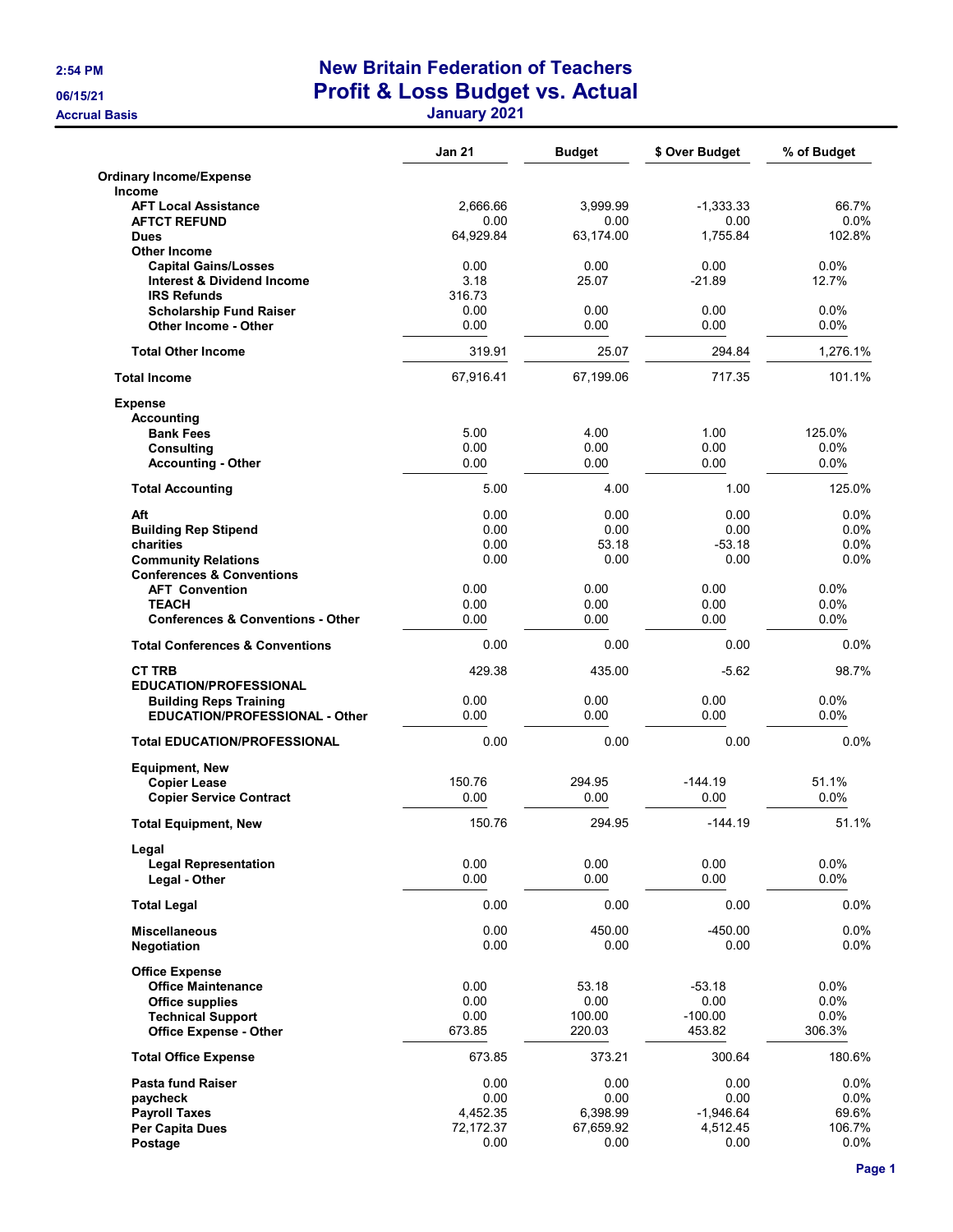# New Britain Federation of Teachers

## Profit & Loss Budget vs. Actual

### January 2021

Accrual Basis

| | Jan 21 | Budget | $ Over Budget | % of Budget |
|---|---|---|---|---|
| **Ordinary Income/Expense** | | | | |
| **Income** | | | | |
| **AFT Local Assistance** | 2,666.66 | 3,999.99 | -1,333.33 | 66.7% |
| **AFTCT REFUND** | 0.00 | 0.00 | 0.00 | 0.0% |
| **Dues** | 64,929.84 | 63,174.00 | 1,755.84 | 102.8% |
| **Other Income** | | | | |
| **Capital Gains/Losses** | 0.00 | 0.00 | 0.00 | 0.0% |
| **Interest & Dividend Income** | 3.18 | 25.07 | -21.89 | 12.7% |
| **IRS Refunds** | 316.73 | | | |
| **Scholarship Fund Raiser** | 0.00 | 0.00 | 0.00 | 0.0% |
| **Other Income - Other** | 0.00 | 0.00 | 0.00 | 0.0% |
| **Total Other Income** | 319.91 | 25.07 | 294.84 | 1,276.1% |
| **Total Income** | 67,916.41 | 67,199.06 | 717.35 | 101.1% |
| **Expense** | | | | |
| **Accounting** | | | | |
| **Bank Fees** | 5.00 | 4.00 | 1.00 | 125.0% |
| **Consulting** | 0.00 | 0.00 | 0.00 | 0.0% |
| **Accounting - Other** | 0.00 | 0.00 | 0.00 | 0.0% |
| **Total Accounting** | 5.00 | 4.00 | 1.00 | 125.0% |
| **Aft** | 0.00 | 0.00 | 0.00 | 0.0% |
| **Building Rep Stipend** | 0.00 | 0.00 | 0.00 | 0.0% |
| **charities** | 0.00 | 53.18 | -53.18 | 0.0% |
| **Community Relations** | 0.00 | 0.00 | 0.00 | 0.0% |
| **Conferences & Conventions** | | | | |
| **AFT Convention** | 0.00 | 0.00 | 0.00 | 0.0% |
| **TEACH** | 0.00 | 0.00 | 0.00 | 0.0% |
| **Conferences & Conventions - Other** | 0.00 | 0.00 | 0.00 | 0.0% |
| **Total Conferences & Conventions** | 0.00 | 0.00 | 0.00 | 0.0% |
| **CT TRB** | 429.38 | 435.00 | -5.62 | 98.7% |
| **EDUCATION/PROFESSIONAL** | | | | |
| **Building Reps Training** | 0.00 | 0.00 | 0.00 | 0.0% |
| **EDUCATION/PROFESSIONAL - Other** | 0.00 | 0.00 | 0.00 | 0.0% |
| **Total EDUCATION/PROFESSIONAL** | 0.00 | 0.00 | 0.00 | 0.0% |
| **Equipment, New** | | | | |
| **Copier Lease** | 150.76 | 294.95 | -144.19 | 51.1% |
| **Copier Service Contract** | 0.00 | 0.00 | 0.00 | 0.0% |
| **Total Equipment, New** | 150.76 | 294.95 | -144.19 | 51.1% |
| **Legal** | | | | |
| **Legal Representation** | 0.00 | 0.00 | 0.00 | 0.0% |
| **Legal - Other** | 0.00 | 0.00 | 0.00 | 0.0% |
| **Total Legal** | 0.00 | 0.00 | 0.00 | 0.0% |
| **Miscellaneous** | 0.00 | 450.00 | -450.00 | 0.0% |
| **Negotiation** | 0.00 | 0.00 | 0.00 | 0.0% |
| **Office Expense** | | | | |
| **Office Maintenance** | 0.00 | 53.18 | -53.18 | 0.0% |
| **Office supplies** | 0.00 | 0.00 | 0.00 | 0.0% |
| **Technical Support** | 0.00 | 100.00 | -100.00 | 0.0% |
| **Office Expense - Other** | 673.85 | 220.03 | 453.82 | 306.3% |
| **Total Office Expense** | 673.85 | 373.21 | 300.64 | 180.6% |
| **Pasta fund Raiser** | 0.00 | 0.00 | 0.00 | 0.0% |
| **paycheck** | 0.00 | 0.00 | 0.00 | 0.0% |
| **Payroll Taxes** | 4,452.35 | 6,398.99 | -1,946.64 | 69.6% |
| **Per Capita Dues** | 72,172.37 | 67,659.92 | 4,512.45 | 106.7% |
| **Postage** | 0.00 | 0.00 | 0.00 | 0.0% |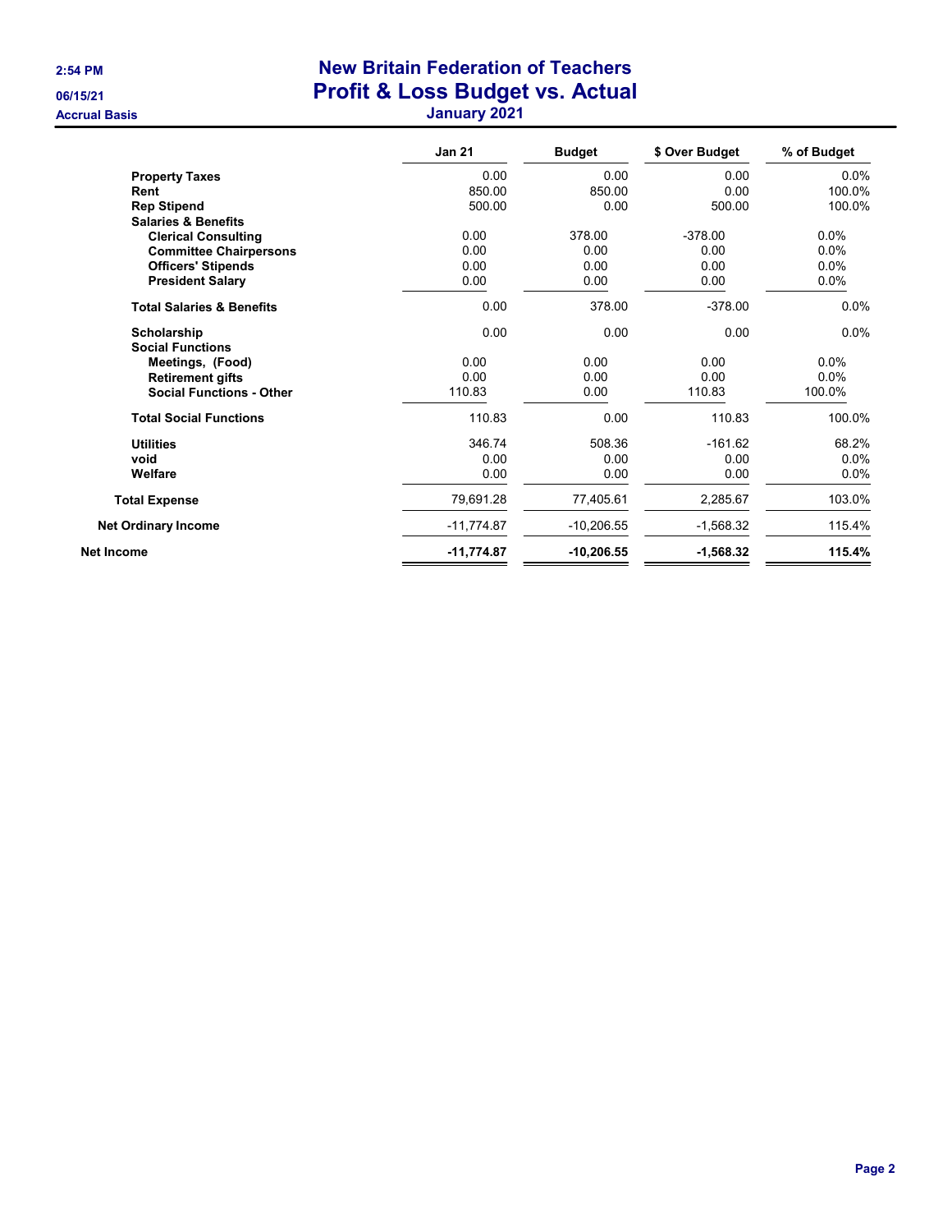# New Britain Federation of Teachers

## Profit & Loss Budget vs. Actual

### January 2021

2:54 PM
06/15/21
Accrual Basis

| | Jan 21 | Budget | $ Over Budget | % of Budget |
|---|---|---|---|---|
| **Property Taxes** | 0.00 | 0.00 | 0.00 | 0.0% |
| **Rent** | 850.00 | 850.00 | 0.00 | 100.0% |
| **Rep Stipend** | 500.00 | 0.00 | 500.00 | 100.0% |
| **Salaries & Benefits** | | | | |
| **Clerical Consulting** | 0.00 | 378.00 | -378.00 | 0.0% |
| **Committee Chairpersons** | 0.00 | 0.00 | 0.00 | 0.0% |
| **Officers' Stipends** | 0.00 | 0.00 | 0.00 | 0.0% |
| **President Salary** | 0.00 | 0.00 | 0.00 | 0.0% |
| **Total Salaries & Benefits** | 0.00 | 378.00 | -378.00 | 0.0% |
| **Scholarship** | 0.00 | 0.00 | 0.00 | 0.0% |
| **Social Functions** | | | | |
| **Meetings, (Food)** | 0.00 | 0.00 | 0.00 | 0.0% |
| **Retirement gifts** | 0.00 | 0.00 | 0.00 | 0.0% |
| **Social Functions - Other** | 110.83 | 0.00 | 110.83 | 100.0% |
| **Total Social Functions** | 110.83 | 0.00 | 110.83 | 100.0% |
| **Utilities** | 346.74 | 508.36 | -161.62 | 68.2% |
| **void** | 0.00 | 0.00 | 0.00 | 0.0% |
| **Welfare** | 0.00 | 0.00 | 0.00 | 0.0% |
| **Total Expense** | 79,691.28 | 77,405.61 | 2,285.67 | 103.0% |
| **Net Ordinary Income** | -11,774.87 | -10,206.55 | -1,568.32 | 115.4% |
| **Net Income** | **-11,774.87** | **-10,206.55** | **-1,568.32** | **115.4%** |